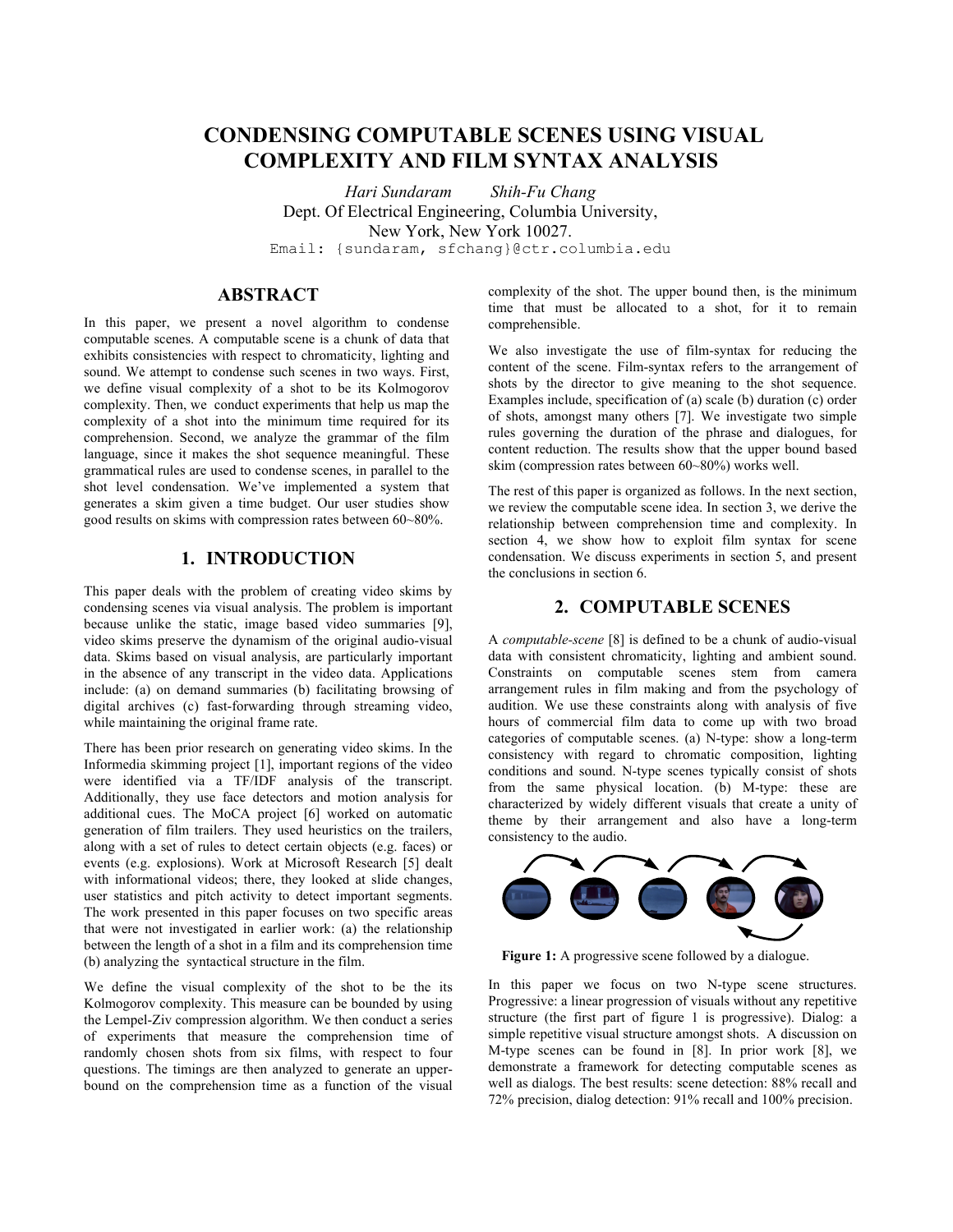# CONDENSING COMPUTABLE SCENES USING VISUAL COMPLEXITY AND FILM SYNTAX ANALYSIS

*Hari Sundaram* *Shih-Fu Chang*

Dept. Of Electrical Engineering, Columbia University,

New York, New York 10027.

Email: {sundaram, sfchang}@ctr.columbia.edu

## ABSTRACT

In this paper, we present a novel algorithm to condense computable scenes. A computable scene is a chunk of data that exhibits consistencies with respect to chromaticity, lighting and sound. We attempt to condense such scenes in two ways. First, we define visual complexity of a shot to be its Kolmogorov complexity. Then, we conduct experiments that help us map the complexity of a shot into the minimum time required for its comprehension. Second, we analyze the grammar of the film language, since it makes the shot sequence meaningful. These grammatical rules are used to condense scenes, in parallel to the shot level condensation. We've implemented a system that generates a skim given a time budget. Our user studies show good results on skims with compression rates between 60~80%.

## 1. INTRODUCTION

This paper deals with the problem of creating video skims by condensing scenes via visual analysis. The problem is important because unlike the static, image based video summaries [9], video skims preserve the dynamism of the original audio-visual data. Skims based on visual analysis, are particularly important in the absence of any transcript in the video data. Applications include: (a) on demand summaries (b) facilitating browsing of digital archives (c) fast-forwarding through streaming video, while maintaining the original frame rate.

There has been prior research on generating video skims. In the Informedia skimming project [1], important regions of the video were identified via a TF/IDF analysis of the transcript. Additionally, they use face detectors and motion analysis for additional cues. The MoCA project [6] worked on automatic generation of film trailers. They used heuristics on the trailers, along with a set of rules to detect certain objects (e.g. faces) or events (e.g. explosions). Work at Microsoft Research [5] dealt with informational videos; there, they looked at slide changes, user statistics and pitch activity to detect important segments. The work presented in this paper focuses on two specific areas that were not investigated in earlier work: (a) the relationship between the length of a shot in a film and its comprehension time (b) analyzing the syntactical structure in the film.

We define the visual complexity of the shot to be the its Kolmogorov complexity. This measure can be bounded by using the Lempel-Ziv compression algorithm. We then conduct a series of experiments that measure the comprehension time of randomly chosen shots from six films, with respect to four questions. The timings are then analyzed to generate an upper-bound on the comprehension time as a function of the visual complexity of the shot. The upper bound then, is the minimum time that must be allocated to a shot, for it to remain comprehensible.

We also investigate the use of film-syntax for reducing the content of the scene. Film-syntax refers to the arrangement of shots by the director to give meaning to the shot sequence. Examples include, specification of (a) scale (b) duration (c) order of shots, amongst many others [7]. We investigate two simple rules governing the duration of the phrase and dialogues, for content reduction. The results show that the upper bound based skim (compression rates between 60~80%) works well.

The rest of this paper is organized as follows. In the next section, we review the computable scene idea. In section 3, we derive the relationship between comprehension time and complexity. In section 4, we show how to exploit film syntax for scene condensation. We discuss experiments in section 5, and present the conclusions in section 6.

## 2. COMPUTABLE SCENES

A *computable-scene* [8] is defined to be a chunk of audio-visual data with consistent chromaticity, lighting and ambient sound. Constraints on computable scenes stem from camera arrangement rules in film making and from the psychology of audition. We use these constraints along with analysis of five hours of commercial film data to come up with two broad categories of computable scenes. (a) N-type: show a long-term consistency with regard to chromatic composition, lighting conditions and sound. N-type scenes typically consist of shots from the same physical location. (b) M-type: these are characterized by widely different visuals that create a unity of theme by their arrangement and also have a long-term consistency to the audio.

**Figure 1:** A progressive scene followed by a dialogue.

In this paper we focus on two N-type scene structures. Progressive: a linear progression of visuals without any repetitive structure (the first part of figure 1 is progressive). Dialog: a simple repetitive visual structure amongst shots. A discussion on M-type scenes can be found in [8]. In prior work [8], we demonstrate a framework for detecting computable scenes as well as dialogs. The best results: scene detection: 88% recall and 72% precision, dialog detection: 91% recall and 100% precision.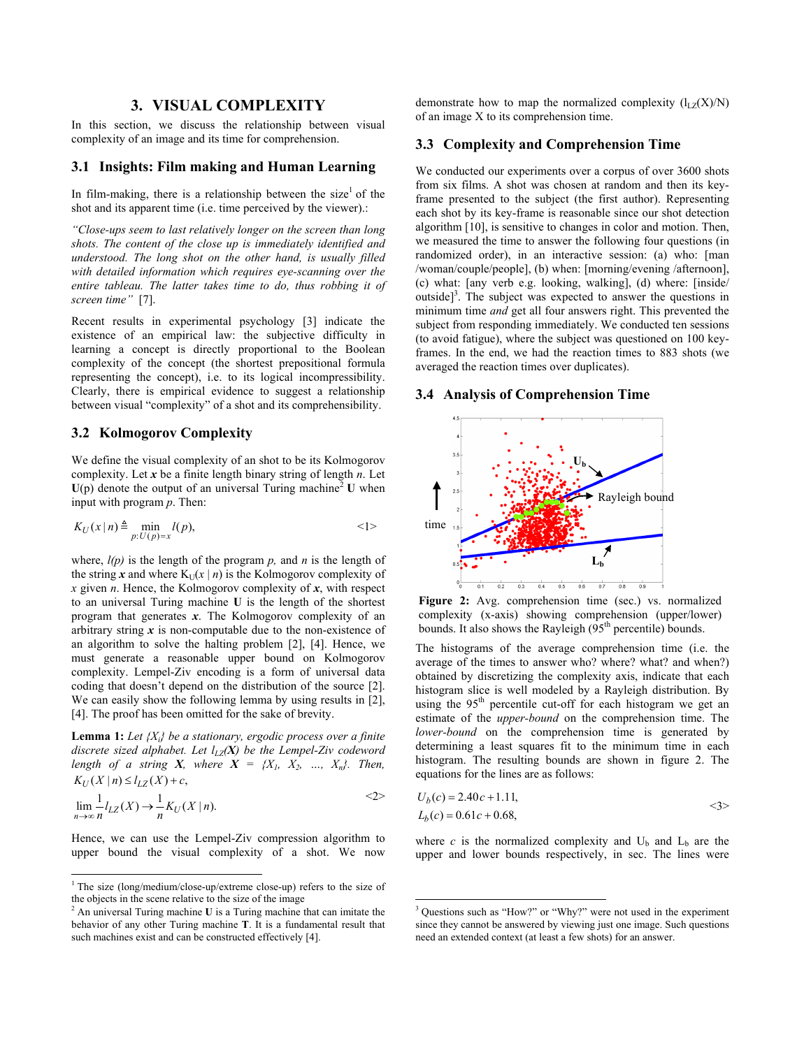## 3. VISUAL COMPLEXITY

In this section, we discuss the relationship between visual complexity of an image and its time for comprehension.

### 3.1 Insights: Film making and Human Learning

In film-making, there is a relationship between the size[1] of the shot and its apparent time (i.e. time perceived by the viewer).:

*"Close-ups seem to last relatively longer on the screen than long shots. The content of the close up is immediately identified and understood. The long shot on the other hand, is usually filled with detailed information which requires eye-scanning over the entire tableau. The latter takes time to do, thus robbing it of screen time"* [7].

Recent results in experimental psychology [3] indicate the existence of an empirical law: the subjective difficulty in learning a concept is directly proportional to the Boolean complexity of the concept (the shortest prepositional formula representing the concept), i.e. to its logical incompressibility. Clearly, there is empirical evidence to suggest a relationship between visual "complexity" of a shot and its comprehensibility.

### 3.2 Kolmogorov Complexity

We define the visual complexity of an shot to be its Kolmogorov complexity. Let ***x*** be a finite length binary string of length *n*. Let **U**(p) denote the output of an universal Turing machine[2] **U** when input with program *p*. Then:

$$K_U(x \mid n) \triangleq \min_{p:U(p)=x} l(p), \qquad \text{<1>}$$

where, $l(p)$ is the length of the program *p,* and *n* is the length of the string ***x*** and where $K_U(x \mid n)$ is the Kolmogorov complexity of *x* given *n*. Hence, the Kolmogorov complexity of ***x***, with respect to an universal Turing machine **U** is the length of the shortest program that generates ***x***. The Kolmogorov complexity of an arbitrary string ***x*** is non-computable due to the non-existence of an algorithm to solve the halting problem [2], [4]. Hence, we must generate a reasonable upper bound on Kolmogorov complexity. Lempel-Ziv encoding is a form of universal data coding that doesn't depend on the distribution of the source [2]. We can easily show the following lemma by using results in [2], [4]. The proof has been omitted for the sake of brevity.

**Lemma 1:** *Let $\{X_i\}$ be a stationary, ergodic process over a finite discrete sized alphabet. Let $l_{LZ}(\boldsymbol{X})$ be the Lempel-Ziv codeword length of a string* ***X****, where* $\boldsymbol{X} = \{X_1, X_2, \ldots, X_n\}$. *Then,*

$$K_U(X \mid n) \le l_{LZ}(X) + c,$$
$$\lim_{n \to \infty} \frac{1}{n} l_{LZ}(X) \to \frac{1}{n} K_U(X \mid n). \qquad \text{<2>}$$

Hence, we can use the Lempel-Ziv compression algorithm to upper bound the visual complexity of a shot. We now demonstrate how to map the normalized complexity ($l_{LZ}(X)/N$) of an image X to its comprehension time.

### 3.3 Complexity and Comprehension Time

We conducted our experiments over a corpus of over 3600 shots from six films. A shot was chosen at random and then its key-frame presented to the subject (the first author). Representing each shot by its key-frame is reasonable since our shot detection algorithm [10], is sensitive to changes in color and motion. Then, we measured the time to answer the following four questions (in randomized order), in an interactive session: (a) who: [man /woman/couple/people], (b) when: [morning/evening /afternoon], (c) what: [any verb e.g. looking, walking], (d) where: [inside/ outside][3]. The subject was expected to answer the questions in minimum time *and* get all four answers right. This prevented the subject from responding immediately. We conducted ten sessions (to avoid fatigue), where the subject was questioned on 100 key-frames. In the end, we had the reaction times to 883 shots (we averaged the reaction times over duplicates).

### 3.4 Analysis of Comprehension Time

**Figure 2:** Avg. comprehension time (sec.) vs. normalized complexity (x-axis) showing comprehension (upper/lower) bounds. It also shows the Rayleigh (95[th] percentile) bounds.

The histograms of the average comprehension time (i.e. the average of the times to answer who? where? what? and when?) obtained by discretizing the complexity axis, indicate that each histogram slice is well modeled by a Rayleigh distribution. By using the 95[th] percentile cut-off for each histogram we get an estimate of the *upper-bound* on the comprehension time. The *lower-bound* on the comprehension time is generated by determining a least squares fit to the minimum time in each histogram. The resulting bounds are shown in figure 2. The equations for the lines are as follows:

$$U_b(c) = 2.40c + 1.11,$$
$$L_b(c) = 0.61c + 0.68, \qquad \text{<3>}$$

where $c$ is the normalized complexity and $U_b$ and $L_b$ are the upper and lower bounds respectively, in sec. The lines were

---

[1] The size (long/medium/close-up/extreme close-up) refers to the size of the objects in the scene relative to the size of the image

[2] An universal Turing machine **U** is a Turing machine that can imitate the behavior of any other Turing machine **T**. It is a fundamental result that such machines exist and can be constructed effectively [4].

[3] Questions such as "How?" or "Why?" were not used in the experiment since they cannot be answered by viewing just one image. Such questions need an extended context (at least a few shots) for an answer.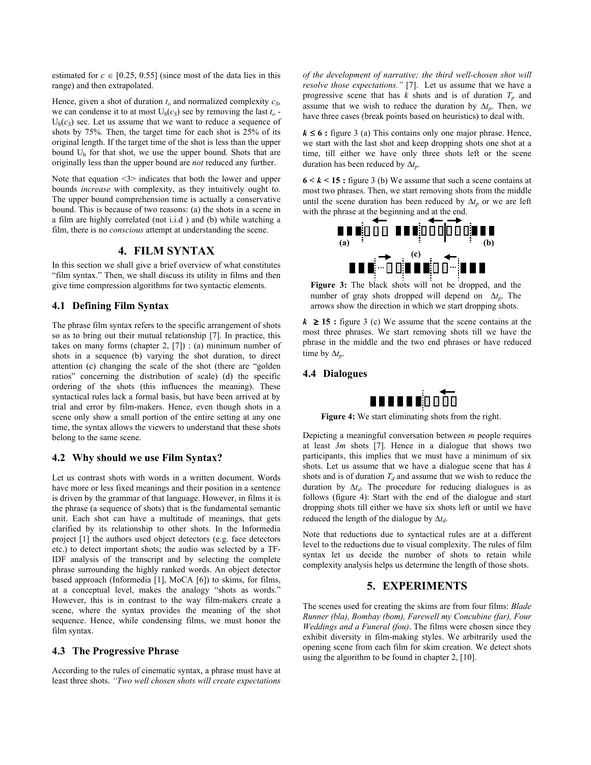estimated for $c \in [0.25, 0.55]$ (since most of the data lies in this range) and then extrapolated.

Hence, given a shot of duration $t_o$ and normalized complexity $c_S$, we can condense it to at most $U_b(c_S)$ sec by removing the last $t_o - U_b(c_S)$ sec. Let us assume that we want to reduce a sequence of shots by 75%. Then, the target time for each shot is 25% of its original length. If the target time of the shot is less than the upper bound $U_b$ for that shot, we use the upper bound. Shots that are originally less than the upper bound are *not* reduced any further.

Note that equation <3> indicates that both the lower and upper bounds *increase* with complexity, as they intuitively ought to. The upper bound comprehension time is actually a conservative bound. This is because of two reasons: (a) the shots in a scene in a film are highly correlated (not i.i.d ) and (b) while watching a film, there is no *conscious* attempt at understanding the scene.

## 4. FILM SYNTAX

In this section we shall give a brief overview of what constitutes "film syntax." Then, we shall discuss its utility in films and then give time compression algorithms for two syntactic elements.

### 4.1 Defining Film Syntax

The phrase film syntax refers to the specific arrangement of shots so as to bring out their mutual relationship [7]. In practice, this takes on many forms (chapter 2, [7]) : (a) minimum number of shots in a sequence (b) varying the shot duration, to direct attention (c) changing the scale of the shot (there are "golden ratios" concerning the distribution of scale) (d) the specific ordering of the shots (this influences the meaning). These syntactical rules lack a formal basis, but have been arrived at by trial and error by film-makers. Hence, even though shots in a scene only show a small portion of the entire setting at any one time, the syntax allows the viewers to understand that these shots belong to the same scene.

### 4.2 Why should we use Film Syntax?

Let us contrast shots with words in a written document. Words have more or less fixed meanings and their position in a sentence is driven by the grammar of that language. However, in films it is the phrase (a sequence of shots) that is the fundamental semantic unit. Each shot can have a multitude of meanings, that gets clarified by its relationship to other shots. In the Informedia project [1] the authors used object detectors (e.g. face detectors etc.) to detect important shots; the audio was selected by a TF-IDF analysis of the transcript and by selecting the complete phrase surrounding the highly ranked words. An object detector based approach (Informedia [1], MoCA [6]) to skims, for films, at a conceptual level, makes the analogy "shots as words." However, this is in contrast to the way film-makers create a scene, where the syntax provides the meaning of the shot sequence. Hence, while condensing films, we must honor the film syntax.

### 4.3 The Progressive Phrase

According to the rules of cinematic syntax, a phrase must have at least three shots. *"Two well chosen shots will create expectations of the development of narrative; the third well-chosen shot will resolve those expectations."* [7]. Let us assume that we have a progressive scene that has $k$ shots and is of duration $T_p$ and assume that we wish to reduce the duration by $\Delta t_p$. Then, we have three cases (break points based on heuristics) to deal with.

**$k \leq 6$ :** figure 3 (a) This contains only one major phrase. Hence, we start with the last shot and keep dropping shots one shot at a time, till either we have only three shots left or the scene duration has been reduced by $\Delta t_p$.

**$6 < k < 15$ :** figure 3 (b) We assume that such a scene contains at most two phrases. Then, we start removing shots from the middle until the scene duration has been reduced by $\Delta t_p$ or we are left with the phrase at the beginning and at the end.

Figure 3: The black shots will not be dropped, and the number of gray shots dropped will depend on $\Delta t_p$. The arrows show the direction in which we start dropping shots.

**$k \geq 15$ :** figure 3 (c) We assume that the scene contains at the most three phrases. We start removing shots till we have the phrase in the middle and the two end phrases or have reduced time by $\Delta t_p$.

### 4.4 Dialogues

Figure 4: We start eliminating shots from the right.

Depicting a meaningful conversation between $m$ people requires at least $3m$ shots [7]. Hence in a dialogue that shows two participants, this implies that we must have a minimum of six shots. Let us assume that we have a dialogue scene that has $k$ shots and is of duration $T_d$ and assume that we wish to reduce the duration by $\Delta t_d$. The procedure for reducing dialogues is as follows (figure 4): Start with the end of the dialogue and start dropping shots till either we have six shots left or until we have reduced the length of the dialogue by $\Delta t_d$.

Note that reductions due to syntactical rules are at a different level to the reductions due to visual complexity. The rules of film syntax let us decide the number of shots to retain while complexity analysis helps us determine the length of those shots.

## 5. EXPERIMENTS

The scenes used for creating the skims are from four films: *Blade Runner (bla), Bombay (bom), Farewell my Concubine (far), Four Weddings and a Funeral (fou)*. The films were chosen since they exhibit diversity in film-making styles. We arbitrarily used the opening scene from each film for skim creation. We detect shots using the algorithm to be found in chapter 2, [10].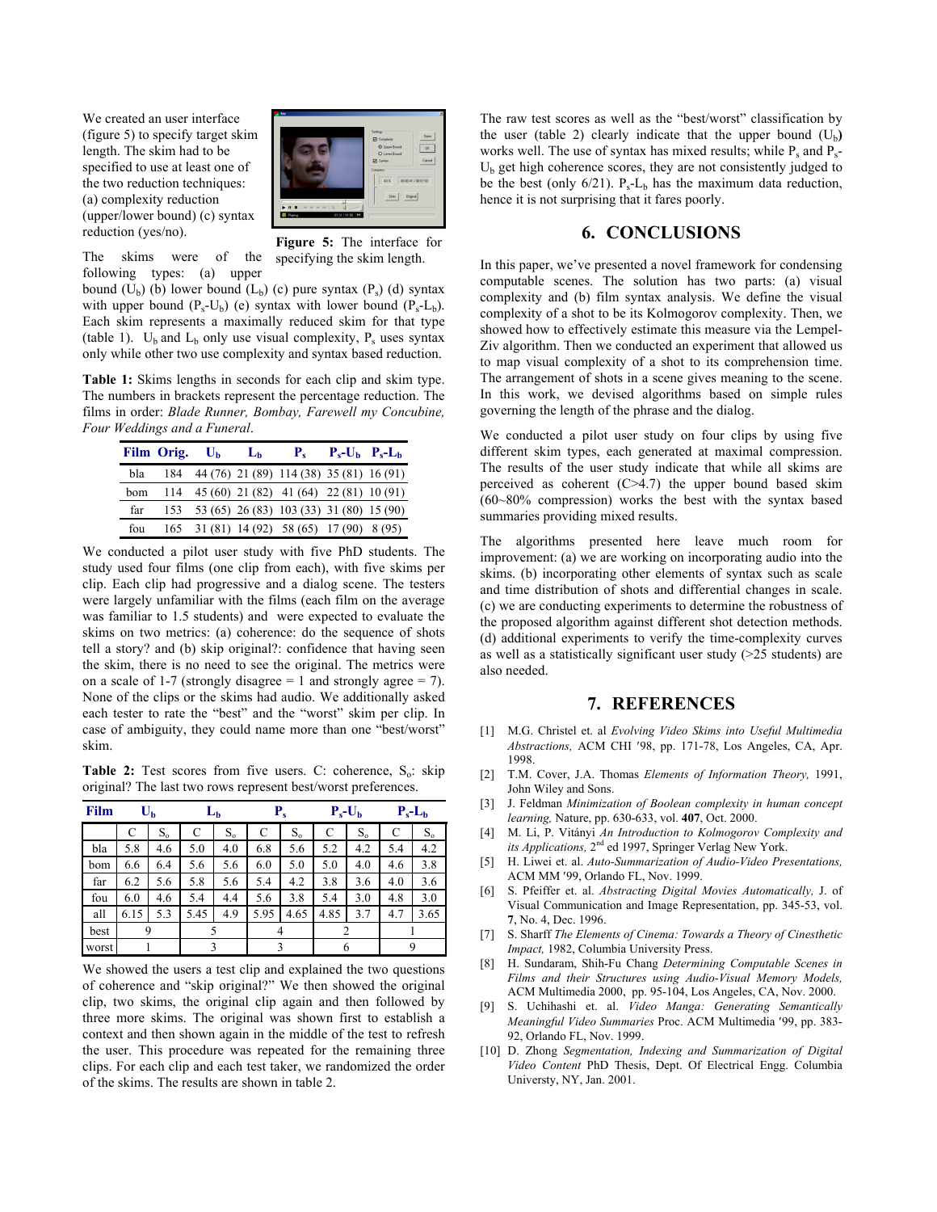We created an user interface (figure 5) to specify target skim length. The skim had to be specified to use at least one of the two reduction techniques: (a) complexity reduction (upper/lower bound) (c) syntax reduction (yes/no).

**Figure 5:** The interface for specifying the skim length.

The skims were of the following types: (a) upper bound ($U_b$) (b) lower bound ($L_b$) (c) pure syntax ($P_s$) (d) syntax with upper bound ($P_s$-$U_b$) (e) syntax with lower bound ($P_s$-$L_b$). Each skim represents a maximally reduced skim for that type (table 1). $U_b$ and $L_b$ only use visual complexity, $P_s$ uses syntax only while other two use complexity and syntax based reduction.

**Table 1:** Skims lengths in seconds for each clip and skim type. The numbers in brackets represent the percentage reduction. The films in order: *Blade Runner, Bombay, Farewell my Concubine, Four Weddings and a Funeral*.

| Film | Orig. | $U_b$ | $L_b$ | $P_s$ | $P_s$-$U_b$ | $P_s$-$L_b$ |
|---|---|---|---|---|---|---|
| bla | 184 | 44 (76) | 21 (89) | 114 (38) | 35 (81) | 16 (91) |
| bom | 114 | 45 (60) | 21 (82) | 41 (64) | 22 (81) | 10 (91) |
| far | 153 | 53 (65) | 26 (83) | 103 (33) | 31 (80) | 15 (90) |
| fou | 165 | 31 (81) | 14 (92) | 58 (65) | 17 (90) | 8 (95) |

We conducted a pilot user study with five PhD students. The study used four films (one clip from each), with five skims per clip. Each clip had progressive and a dialog scene. The testers were largely unfamiliar with the films (each film on the average was familiar to 1.5 students) and were expected to evaluate the skims on two metrics: (a) coherence: do the sequence of shots tell a story? and (b) skip original?: confidence that having seen the skim, there is no need to see the original. The metrics were on a scale of 1-7 (strongly disagree = 1 and strongly agree = 7). None of the clips or the skims had audio. We additionally asked each tester to rate the "best" and the "worst" skim per clip. In case of ambiguity, they could name more than one "best/worst" skim.

**Table 2:** Test scores from five users. C: coherence, $S_o$: skip original? The last two rows represent best/worst preferences.

| Film | $U_b$ | | $L_b$ | | $P_s$ | | $P_s$-$U_b$ | | $P_s$-$L_b$ | |
|---|---|---|---|---|---|---|---|---|---|---|
| | C | $S_o$ | C | $S_o$ | C | $S_o$ | C | $S_o$ | C | $S_o$ |
| bla | 5.8 | 4.6 | 5.0 | 4.0 | 6.8 | 5.6 | 5.2 | 4.2 | 5.4 | 4.2 |
| bom | 6.6 | 6.4 | 5.6 | 5.6 | 6.0 | 5.0 | 5.0 | 4.0 | 4.6 | 3.8 |
| far | 6.2 | 5.6 | 5.8 | 5.6 | 5.4 | 4.2 | 3.8 | 3.6 | 4.0 | 3.6 |
| fou | 6.0 | 4.6 | 5.4 | 4.4 | 5.6 | 3.8 | 5.4 | 3.0 | 4.8 | 3.0 |
| all | 6.15 | 5.3 | 5.45 | 4.9 | 5.95 | 4.65 | 4.85 | 3.7 | 4.7 | 3.65 |
| best | 9 | | 5 | | 4 | | 2 | | 1 | |
| worst | 1 | | 3 | | 3 | | 6 | | 9 | |

We showed the users a test clip and explained the two questions of coherence and "skip original?" We then showed the original clip, two skims, the original clip again and then followed by three more skims. The original was shown first to establish a context and then shown again in the middle of the test to refresh the user. This procedure was repeated for the remaining three clips. For each clip and each test taker, we randomized the order of the skims. The results are shown in table 2.

The raw test scores as well as the "best/worst" classification by the user (table 2) clearly indicate that the upper bound ($U_b$**)** works well. The use of syntax has mixed results; while $P_s$ and $P_s$-$U_b$ get high coherence scores, they are not consistently judged to be the best (only 6/21). $P_s$-$L_b$ has the maximum data reduction, hence it is not surprising that it fares poorly.

## 6. CONCLUSIONS

In this paper, we've presented a novel framework for condensing computable scenes. The solution has two parts: (a) visual complexity and (b) film syntax analysis. We define the visual complexity of a shot to be its Kolmogorov complexity. Then, we showed how to effectively estimate this measure via the Lempel-Ziv algorithm. Then we conducted an experiment that allowed us to map visual complexity of a shot to its comprehension time. The arrangement of shots in a scene gives meaning to the scene. In this work, we devised algorithms based on simple rules governing the length of the phrase and the dialog.

We conducted a pilot user study on four clips by using five different skim types, each generated at maximal compression. The results of the user study indicate that while all skims are perceived as coherent (C>4.7) the upper bound based skim (60~80% compression) works the best with the syntax based summaries providing mixed results.

The algorithms presented here leave much room for improvement: (a) we are working on incorporating audio into the skims. (b) incorporating other elements of syntax such as scale and time distribution of shots and differential changes in scale. (c) we are conducting experiments to determine the robustness of the proposed algorithm against different shot detection methods. (d) additional experiments to verify the time-complexity curves as well as a statistically significant user study (>25 students) are also needed.

## 7. REFERENCES

[1] M.G. Christel et. al. *Evolving Video Skims into Useful Multimedia Abstractions,* ACM CHI '98, pp. 171-78, Los Angeles, CA, Apr. 1998.

[2] T.M. Cover, J.A. Thomas *Elements of Information Theory,* 1991, John Wiley and Sons.

[3] J. Feldman *Minimization of Boolean complexity in human concept learning,* Nature, pp. 630-633, vol. **407**, Oct. 2000.

[4] M. Li, P. Vitányi *An Introduction to Kolmogorov Complexity and its Applications,* 2nd ed 1997, Springer Verlag New York.

[5] H. Liwei et. al. *Auto-Summarization of Audio-Video Presentations,* ACM MM '99, Orlando FL, Nov. 1999.

[6] S. Pfeiffer et. al. *Abstracting Digital Movies Automatically,* J. of Visual Communication and Image Representation, pp. 345-53, vol. **7**, No. 4, Dec. 1996.

[7] S. Sharff *The Elements of Cinema: Towards a Theory of Cinesthetic Impact,* 1982, Columbia University Press.

[8] H. Sundaram, Shih-Fu Chang *Determining Computable Scenes in Films and their Structures using Audio-Visual Memory Models,* ACM Multimedia 2000, pp. 95-104, Los Angeles, CA, Nov. 2000.

[9] S. Uchihashi et. al. *Video Manga: Generating Semantically Meaningful Video Summaries* Proc. ACM Multimedia '99, pp. 383-92, Orlando FL, Nov. 1999.

[10] D. Zhong *Segmentation, Indexing and Summarization of Digital Video Content* PhD Thesis, Dept. Of Electrical Engg. Columbia Universty, NY, Jan. 2001.